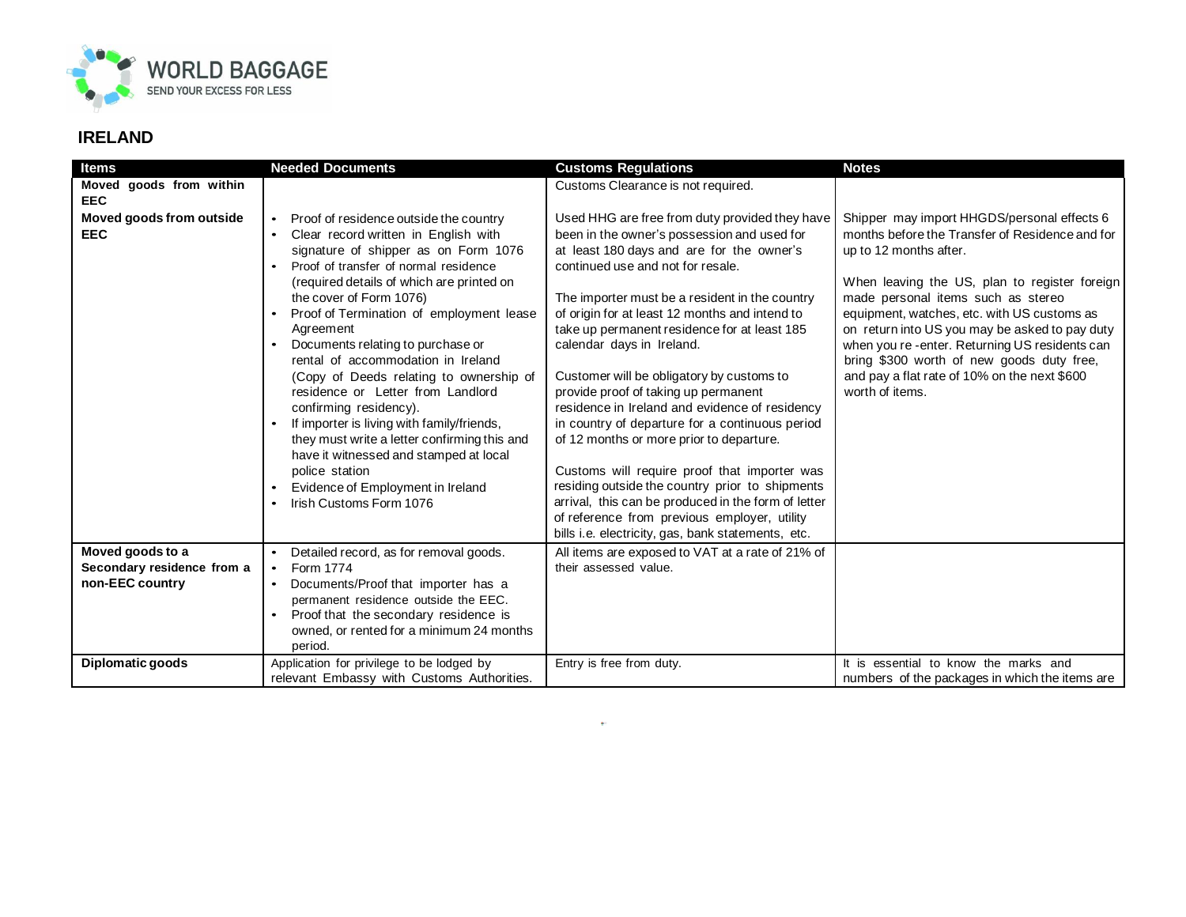WORLD BAGGAGE
SEND YOUR EXCESS FOR LESS

# IRELAND

| Items | Needed Documents | Customs Regulations | Notes |
|---|---|---|---|
| **Moved goods from within EEC** | | Customs Clearance is not required. | |
| **Moved goods from outside EEC** | • Proof of residence outside the country<br>• Clear record written in English with signature of shipper as on Form 1076<br>• Proof of transfer of normal residence (required details of which are printed on the cover of Form 1076)<br>• Proof of Termination of employment lease Agreement<br>• Documents relating to purchase or rental of accommodation in Ireland (Copy of Deeds relating to ownership of residence or Letter from Landlord confirming residency).<br>• If importer is living with family/friends, they must write a letter confirming this and have it witnessed and stamped at local police station<br>• Evidence of Employment in Ireland<br>• Irish Customs Form 1076 | Used HHG are free from duty provided they have been in the owner's possession and used for at least 180 days and are for the owner's continued use and not for resale.<br><br>The importer must be a resident in the country of origin for at least 12 months and intend to take up permanent residence for at least 185 calendar days in Ireland.<br><br>Customer will be obligatory by customs to provide proof of taking up permanent residence in Ireland and evidence of residency in country of departure for a continuous period of 12 months or more prior to departure.<br><br>Customs will require proof that importer was residing outside the country prior to shipments arrival, this can be produced in the form of letter of reference from previous employer, utility bills i.e. electricity, gas, bank statements, etc. | Shipper may import HHGDS/personal effects 6 months before the Transfer of Residence and for up to 12 months after.<br><br>When leaving the US, plan to register foreign made personal items such as stereo equipment, watches, etc. with US customs as on return into US you may be asked to pay duty when you re -enter. Returning US residents can bring $300 worth of new goods duty free, and pay a flat rate of 10% on the next $600 worth of items. |
| **Moved goods to a Secondary residence from a non-EEC country** | • Detailed record, as for removal goods.<br>• Form 1774<br>• Documents/Proof that importer has a permanent residence outside the EEC.<br>• Proof that the secondary residence is owned, or rented for a minimum 24 months period. | All items are exposed to VAT at a rate of 21% of their assessed value. | |
| **Diplomatic goods** | Application for privilege to be lodged by relevant Embassy with Customs Authorities. | Entry is free from duty. | It is essential to know the marks and numbers of the packages in which the items are |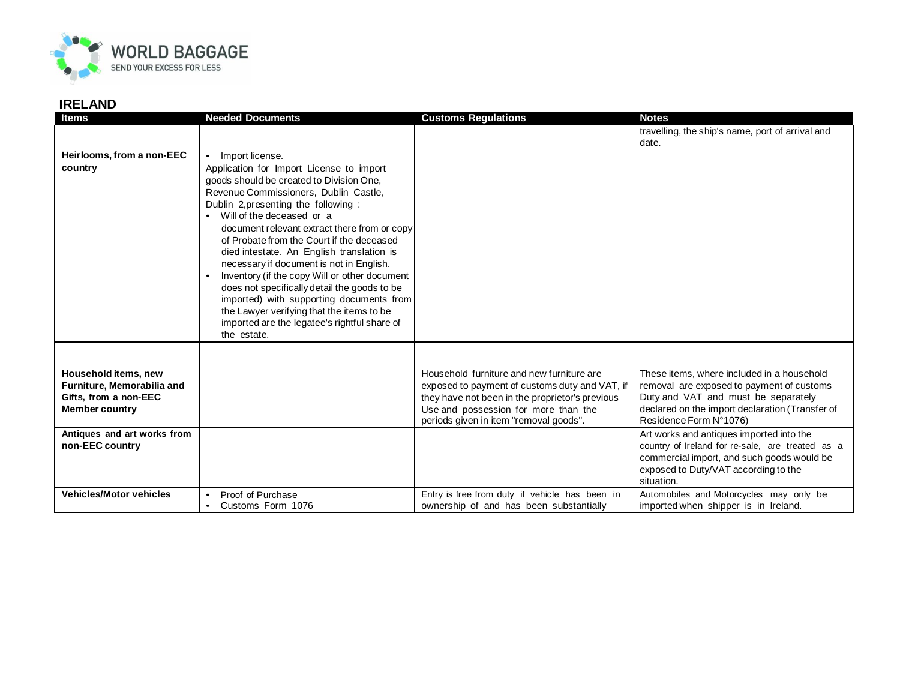## IRELAND

| Items | Needed Documents | Customs Regulations | Notes |
|---|---|---|---|
| | | | travelling, the ship's name, port of arrival and date. |
| **Heirlooms, from a non-EEC country** | • Import license. Application for Import License to import goods should be created to Division One, Revenue Commissioners, Dublin Castle, Dublin 2,presenting the following : • Will of the deceased or a document relevant extract there from or copy of Probate from the Court if the deceased died intestate. An English translation is necessary if document is not in English. • Inventory (if the copy Will or other document does not specifically detail the goods to be imported) with supporting documents from the Lawyer verifying that the items to be imported are the legatee's rightful share of the estate. | | |
| **Household items, new Furniture, Memorabilia and Gifts, from a non-EEC Member country** | | Household furniture and new furniture are exposed to payment of customs duty and VAT, if they have not been in the proprietor's previous Use and possession for more than the periods given in item "removal goods". | These items, where included in a household removal are exposed to payment of customs Duty and VAT and must be separately declared on the import declaration (Transfer of Residence Form N°1076) |
| **Antiques and art works from non-EEC country** | | | Art works and antiques imported into the country of Ireland for re-sale, are treated as a commercial import, and such goods would be exposed to Duty/VAT according to the situation. |
| **Vehicles/Motor vehicles** | • Proof of Purchase • Customs Form 1076 | Entry is free from duty if vehicle has been in ownership of and has been substantially | Automobiles and Motorcycles may only be imported when shipper is in Ireland. |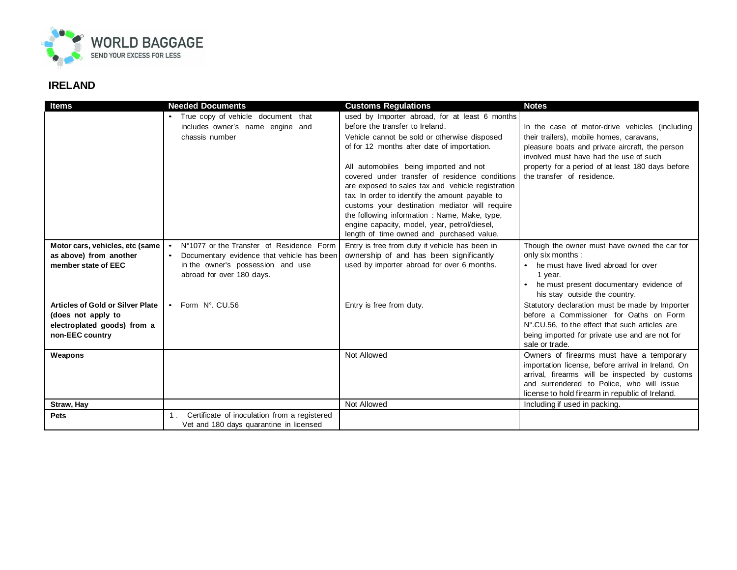## IRELAND

| Items | Needed Documents | Customs Regulations | Notes |
|---|---|---|---|
| | • True copy of vehicle document that includes owner's name engine and chassis number | used by Importer abroad, for at least 6 months before the transfer to Ireland. Vehicle cannot be sold or otherwise disposed of for 12 months after date of importation. All automobiles being imported and not covered under transfer of residence conditions are exposed to sales tax and vehicle registration tax. In order to identify the amount payable to customs your destination mediator will require the following information : Name, Make, type, engine capacity, model, year, petrol/diesel, length of time owned and purchased value. | In the case of motor-drive vehicles (including their trailers), mobile homes, caravans, pleasure boats and private aircraft, the person involved must have had the use of such property for a period of at least 180 days before the transfer of residence. |
| **Motor cars, vehicles, etc (same as above) from another member state of EEC** | • N°1077 or the Transfer of Residence Form<br>• Documentary evidence that vehicle has been in the owner's possession and use abroad for over 180 days. | Entry is free from duty if vehicle has been in ownership of and has been significantly used by importer abroad for over 6 months. | Though the owner must have owned the car for only six months :<br>• he must have lived abroad for over 1 year.<br>• he must present documentary evidence of his stay outside the country. |
| **Articles of Gold or Silver Plate (does not apply to electroplated goods) from a non-EEC country** | • Form N°. CU.56 | Entry is free from duty. | Statutory declaration must be made by Importer before a Commissioner for Oaths on Form N°.CU.56, to the effect that such articles are being imported for private use and are not for sale or trade. |
| **Weapons** | | Not Allowed | Owners of firearms must have a temporary importation license, before arrival in Ireland. On arrival, firearms will be inspected by customs and surrendered to Police, who will issue license to hold firearm in republic of Ireland. |
| **Straw, Hay** | | Not Allowed | Including if used in packing. |
| **Pets** | 1. Certificate of inoculation from a registered Vet and 180 days quarantine in licensed | | |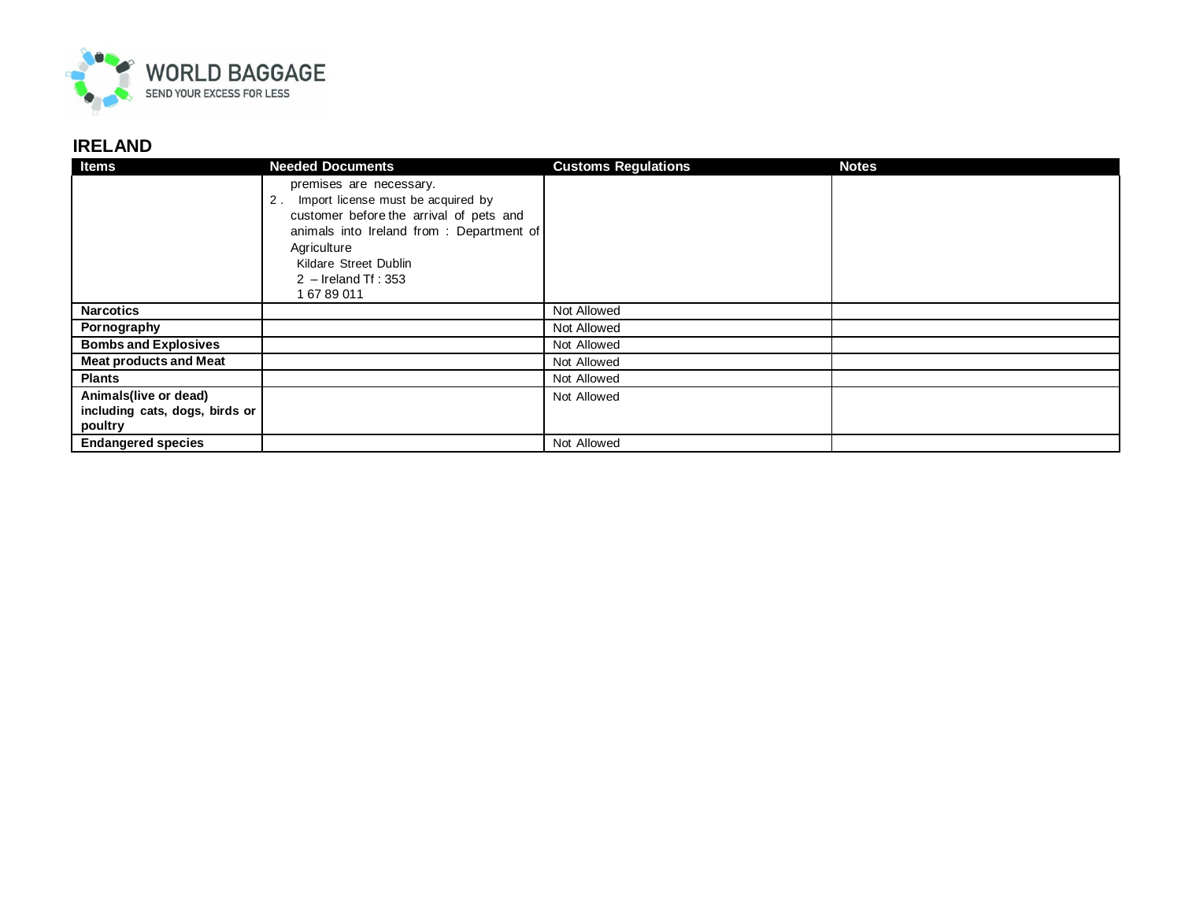## IRELAND

| Items | Needed Documents | Customs Regulations | Notes |
|---|---|---|---|
| | premises are necessary.<br>2 . Import license must be acquired by customer before the arrival of pets and animals into Ireland from : Department of Agriculture Kildare Street Dublin 2 – Ireland Tf : 353 1 67 89 011 | | |
| **Narcotics** | | Not Allowed | |
| **Pornography** | | Not Allowed | |
| **Bombs and Explosives** | | Not Allowed | |
| **Meat products and Meat** | | Not Allowed | |
| **Plants** | | Not Allowed | |
| **Animals(live or dead) including cats, dogs, birds or poultry** | | Not Allowed | |
| **Endangered species** | | Not Allowed | |